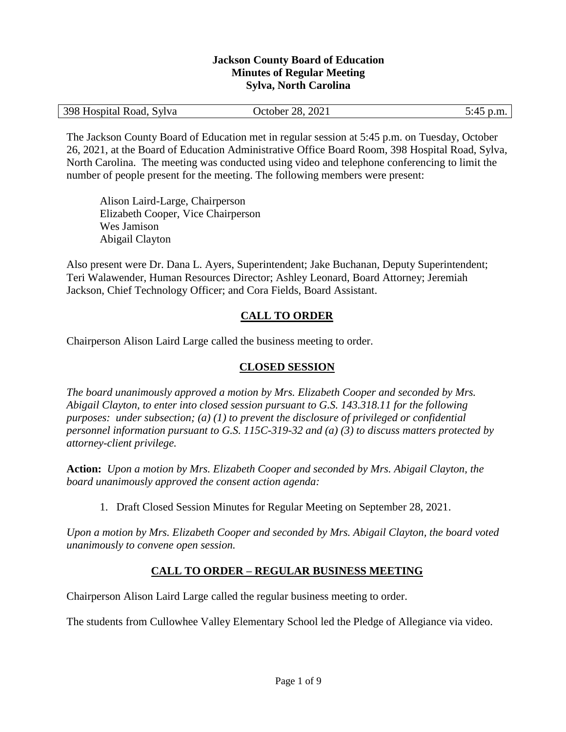**Jackson County Board of Education**
**Minutes of Regular Meeting**
**Sylva, North Carolina**

| 398 Hospital Road, Sylva | October 28, 2021 | 5:45 p.m. |
|---|---|---|

The Jackson County Board of Education met in regular session at 5:45 p.m. on Tuesday, October 26, 2021, at the Board of Education Administrative Office Board Room, 398 Hospital Road, Sylva, North Carolina. The meeting was conducted using video and telephone conferencing to limit the number of people present for the meeting. The following members were present:

Alison Laird-Large, Chairperson
Elizabeth Cooper, Vice Chairperson
Wes Jamison
Abigail Clayton

Also present were Dr. Dana L. Ayers, Superintendent; Jake Buchanan, Deputy Superintendent; Teri Walawender, Human Resources Director; Ashley Leonard, Board Attorney; Jeremiah Jackson, Chief Technology Officer; and Cora Fields, Board Assistant.

## CALL TO ORDER

Chairperson Alison Laird Large called the business meeting to order.

## CLOSED SESSION

*The board unanimously approved a motion by Mrs. Elizabeth Cooper and seconded by Mrs. Abigail Clayton, to enter into closed session pursuant to G.S. 143.318.11 for the following purposes: under subsection; (a) (1) to prevent the disclosure of privileged or confidential personnel information pursuant to G.S. 115C-319-32 and (a) (3) to discuss matters protected by attorney-client privilege.*

**Action:** *Upon a motion by Mrs. Elizabeth Cooper and seconded by Mrs. Abigail Clayton, the board unanimously approved the consent action agenda:*

1. Draft Closed Session Minutes for Regular Meeting on September 28, 2021.

*Upon a motion by Mrs. Elizabeth Cooper and seconded by Mrs. Abigail Clayton, the board voted unanimously to convene open session.*

## CALL TO ORDER – REGULAR BUSINESS MEETING

Chairperson Alison Laird Large called the regular business meeting to order.

The students from Cullowhee Valley Elementary School led the Pledge of Allegiance via video.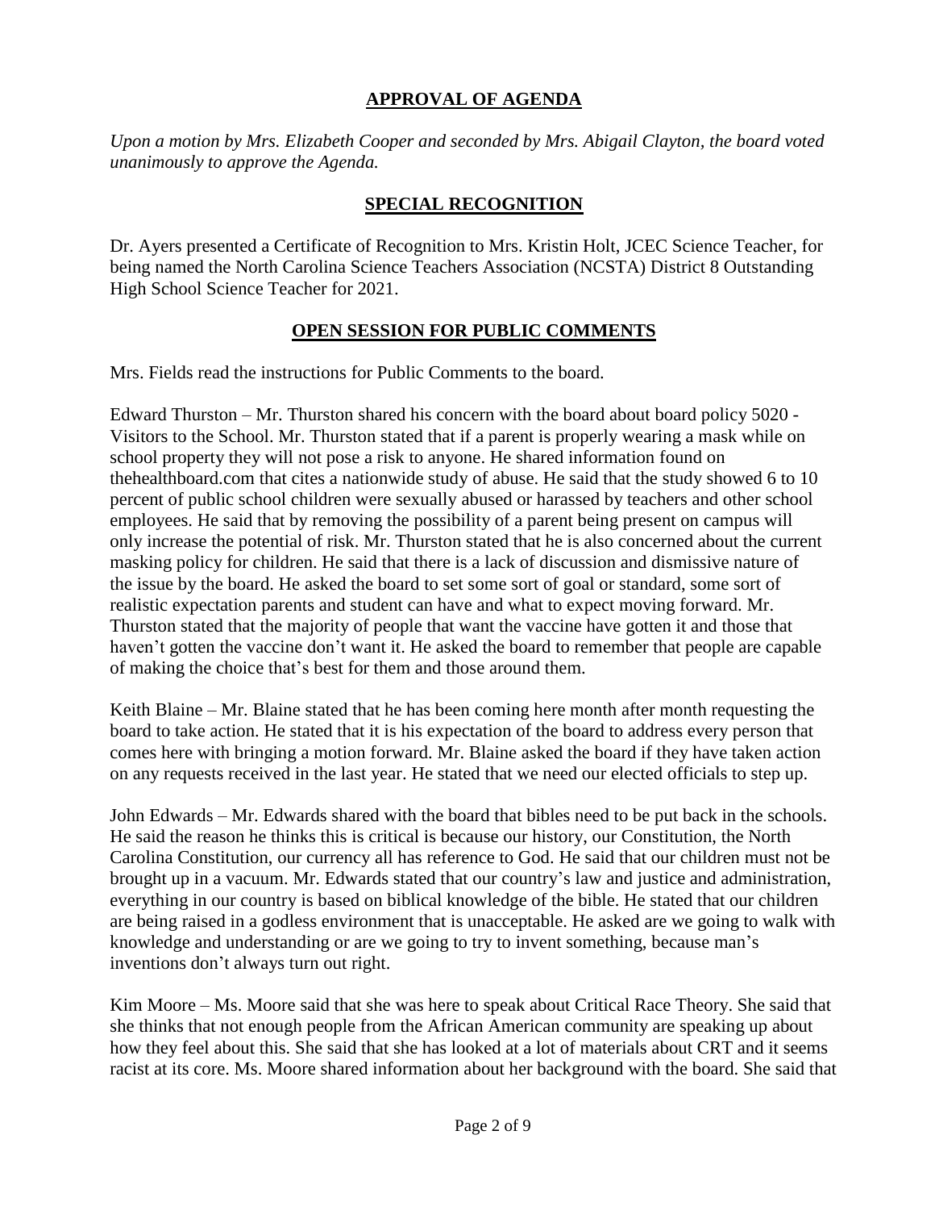## APPROVAL OF AGENDA

*Upon a motion by Mrs. Elizabeth Cooper and seconded by Mrs. Abigail Clayton, the board voted unanimously to approve the Agenda.*

## SPECIAL RECOGNITION

Dr. Ayers presented a Certificate of Recognition to Mrs. Kristin Holt, JCEC Science Teacher, for being named the North Carolina Science Teachers Association (NCSTA) District 8 Outstanding High School Science Teacher for 2021.

## OPEN SESSION FOR PUBLIC COMMENTS

Mrs. Fields read the instructions for Public Comments to the board.

Edward Thurston – Mr. Thurston shared his concern with the board about board policy 5020 - Visitors to the School. Mr. Thurston stated that if a parent is properly wearing a mask while on school property they will not pose a risk to anyone. He shared information found on thehealthboard.com that cites a nationwide study of abuse. He said that the study showed 6 to 10 percent of public school children were sexually abused or harassed by teachers and other school employees. He said that by removing the possibility of a parent being present on campus will only increase the potential of risk. Mr. Thurston stated that he is also concerned about the current masking policy for children. He said that there is a lack of discussion and dismissive nature of the issue by the board. He asked the board to set some sort of goal or standard, some sort of realistic expectation parents and student can have and what to expect moving forward. Mr. Thurston stated that the majority of people that want the vaccine have gotten it and those that haven't gotten the vaccine don't want it. He asked the board to remember that people are capable of making the choice that's best for them and those around them.

Keith Blaine – Mr. Blaine stated that he has been coming here month after month requesting the board to take action. He stated that it is his expectation of the board to address every person that comes here with bringing a motion forward. Mr. Blaine asked the board if they have taken action on any requests received in the last year. He stated that we need our elected officials to step up.

John Edwards – Mr. Edwards shared with the board that bibles need to be put back in the schools. He said the reason he thinks this is critical is because our history, our Constitution, the North Carolina Constitution, our currency all has reference to God. He said that our children must not be brought up in a vacuum. Mr. Edwards stated that our country's law and justice and administration, everything in our country is based on biblical knowledge of the bible. He stated that our children are being raised in a godless environment that is unacceptable. He asked are we going to walk with knowledge and understanding or are we going to try to invent something, because man's inventions don't always turn out right.

Kim Moore – Ms. Moore said that she was here to speak about Critical Race Theory. She said that she thinks that not enough people from the African American community are speaking up about how they feel about this. She said that she has looked at a lot of materials about CRT and it seems racist at its core. Ms. Moore shared information about her background with the board. She said that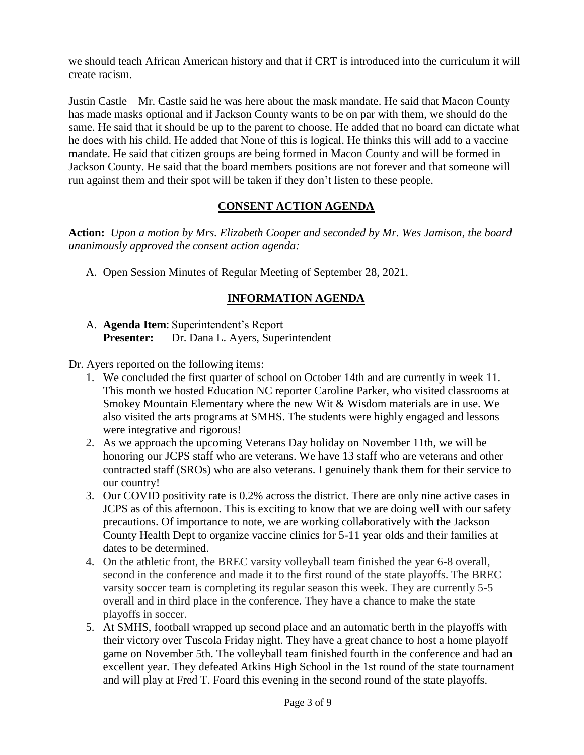we should teach African American history and that if CRT is introduced into the curriculum it will create racism.

Justin Castle – Mr. Castle said he was here about the mask mandate. He said that Macon County has made masks optional and if Jackson County wants to be on par with them, we should do the same. He said that it should be up to the parent to choose. He added that no board can dictate what he does with his child. He added that None of this is logical. He thinks this will add to a vaccine mandate. He said that citizen groups are being formed in Macon County and will be formed in Jackson County. He said that the board members positions are not forever and that someone will run against them and their spot will be taken if they don't listen to these people.

## CONSENT ACTION AGENDA

**Action:** *Upon a motion by Mrs. Elizabeth Cooper and seconded by Mr. Wes Jamison, the board unanimously approved the consent action agenda:*

A. Open Session Minutes of Regular Meeting of September 28, 2021.

## INFORMATION AGENDA

A. **Agenda Item**: Superintendent's Report
   **Presenter:** Dr. Dana L. Ayers, Superintendent

Dr. Ayers reported on the following items:

1. We concluded the first quarter of school on October 14th and are currently in week 11. This month we hosted Education NC reporter Caroline Parker, who visited classrooms at Smokey Mountain Elementary where the new Wit & Wisdom materials are in use. We also visited the arts programs at SMHS. The students were highly engaged and lessons were integrative and rigorous!
2. As we approach the upcoming Veterans Day holiday on November 11th, we will be honoring our JCPS staff who are veterans. We have 13 staff who are veterans and other contracted staff (SROs) who are also veterans. I genuinely thank them for their service to our country!
3. Our COVID positivity rate is 0.2% across the district. There are only nine active cases in JCPS as of this afternoon. This is exciting to know that we are doing well with our safety precautions. Of importance to note, we are working collaboratively with the Jackson County Health Dept to organize vaccine clinics for 5-11 year olds and their families at dates to be determined.
4. On the athletic front, the BREC varsity volleyball team finished the year 6-8 overall, second in the conference and made it to the first round of the state playoffs. The BREC varsity soccer team is completing its regular season this week. They are currently 5-5 overall and in third place in the conference. They have a chance to make the state playoffs in soccer.
5. At SMHS, football wrapped up second place and an automatic berth in the playoffs with their victory over Tuscola Friday night. They have a great chance to host a home playoff game on November 5th. The volleyball team finished fourth in the conference and had an excellent year. They defeated Atkins High School in the 1st round of the state tournament and will play at Fred T. Foard this evening in the second round of the state playoffs.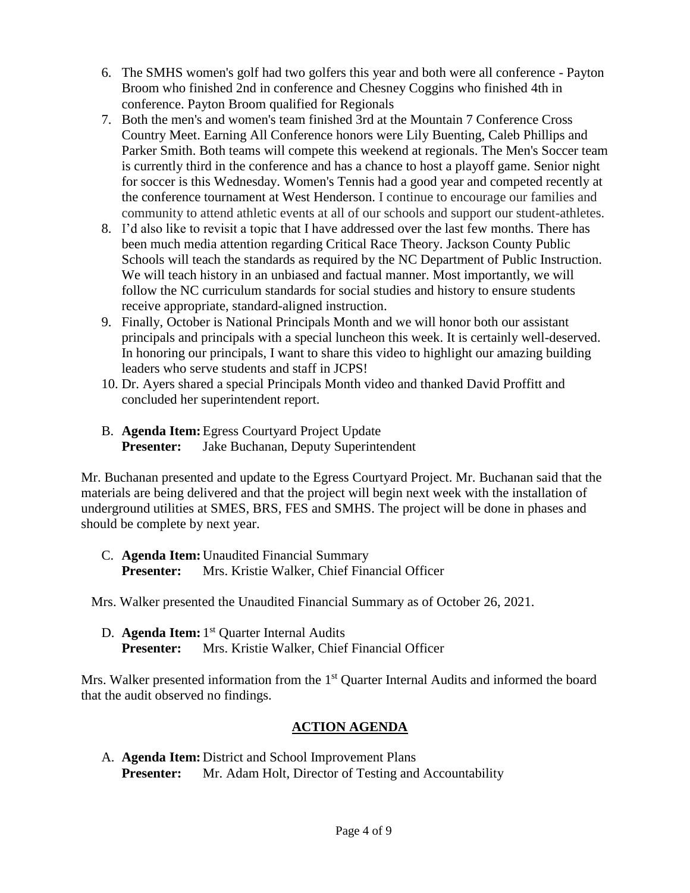6. The SMHS women's golf had two golfers this year and both were all conference - Payton Broom who finished 2nd in conference and Chesney Coggins who finished 4th in conference. Payton Broom qualified for Regionals
7. Both the men's and women's team finished 3rd at the Mountain 7 Conference Cross Country Meet. Earning All Conference honors were Lily Buenting, Caleb Phillips and Parker Smith. Both teams will compete this weekend at regionals. The Men's Soccer team is currently third in the conference and has a chance to host a playoff game. Senior night for soccer is this Wednesday. Women's Tennis had a good year and competed recently at the conference tournament at West Henderson. I continue to encourage our families and community to attend athletic events at all of our schools and support our student-athletes.
8. I'd also like to revisit a topic that I have addressed over the last few months. There has been much media attention regarding Critical Race Theory. Jackson County Public Schools will teach the standards as required by the NC Department of Public Instruction. We will teach history in an unbiased and factual manner. Most importantly, we will follow the NC curriculum standards for social studies and history to ensure students receive appropriate, standard-aligned instruction.
9. Finally, October is National Principals Month and we will honor both our assistant principals and principals with a special luncheon this week. It is certainly well-deserved. In honoring our principals, I want to share this video to highlight our amazing building leaders who serve students and staff in JCPS!
10. Dr. Ayers shared a special Principals Month video and thanked David Proffitt and concluded her superintendent report.

B. **Agenda Item:** Egress Courtyard Project Update
   **Presenter:** Jake Buchanan, Deputy Superintendent

Mr. Buchanan presented and update to the Egress Courtyard Project. Mr. Buchanan said that the materials are being delivered and that the project will begin next week with the installation of underground utilities at SMES, BRS, FES and SMHS. The project will be done in phases and should be complete by next year.

C. **Agenda Item:** Unaudited Financial Summary
   **Presenter:** Mrs. Kristie Walker, Chief Financial Officer

Mrs. Walker presented the Unaudited Financial Summary as of October 26, 2021.

D. **Agenda Item:** 1st Quarter Internal Audits
   **Presenter:** Mrs. Kristie Walker, Chief Financial Officer

Mrs. Walker presented information from the 1st Quarter Internal Audits and informed the board that the audit observed no findings.

## ACTION AGENDA

A. **Agenda Item:** District and School Improvement Plans
   **Presenter:** Mr. Adam Holt, Director of Testing and Accountability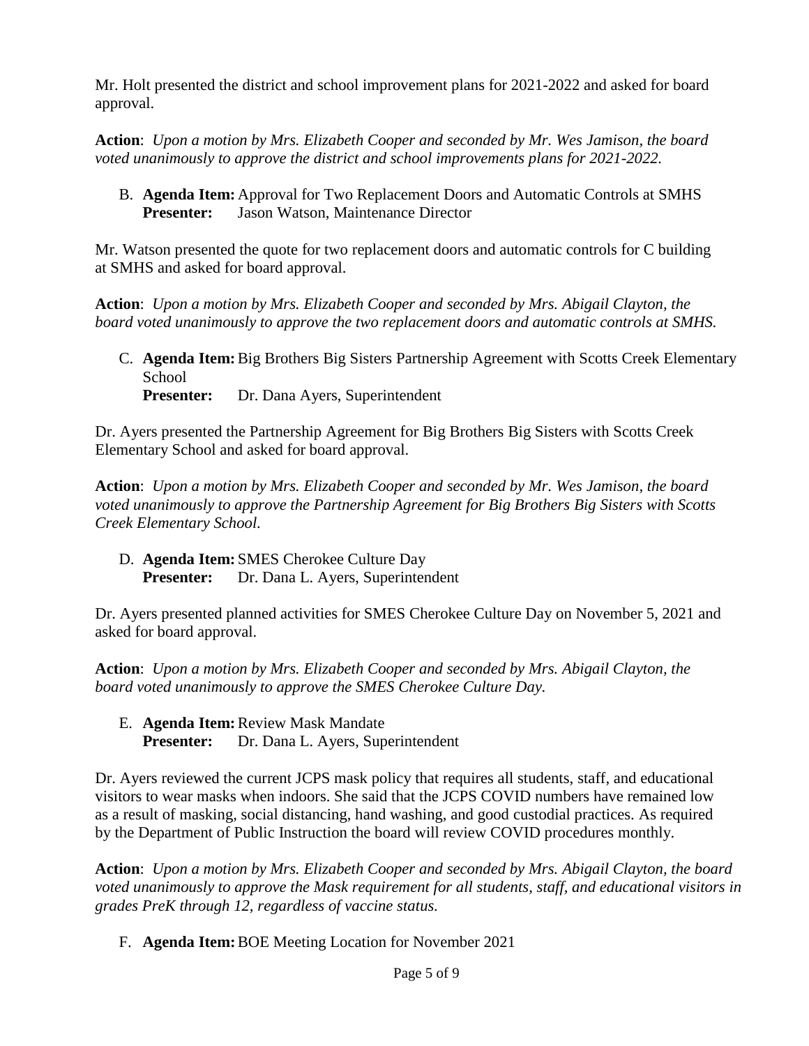Mr. Holt presented the district and school improvement plans for 2021-2022 and asked for board approval.

**Action**: *Upon a motion by Mrs. Elizabeth Cooper and seconded by Mr. Wes Jamison, the board voted unanimously to approve the district and school improvements plans for 2021-2022.*

B. **Agenda Item:** Approval for Two Replacement Doors and Automatic Controls at SMHS
   **Presenter:** Jason Watson, Maintenance Director

Mr. Watson presented the quote for two replacement doors and automatic controls for C building at SMHS and asked for board approval.

**Action**: *Upon a motion by Mrs. Elizabeth Cooper and seconded by Mrs. Abigail Clayton, the board voted unanimously to approve the two replacement doors and automatic controls at SMHS.*

C. **Agenda Item:** Big Brothers Big Sisters Partnership Agreement with Scotts Creek Elementary School
   **Presenter:** Dr. Dana Ayers, Superintendent

Dr. Ayers presented the Partnership Agreement for Big Brothers Big Sisters with Scotts Creek Elementary School and asked for board approval.

**Action**: *Upon a motion by Mrs. Elizabeth Cooper and seconded by Mr. Wes Jamison, the board voted unanimously to approve the Partnership Agreement for Big Brothers Big Sisters with Scotts Creek Elementary School.*

D. **Agenda Item:** SMES Cherokee Culture Day
   **Presenter:** Dr. Dana L. Ayers, Superintendent

Dr. Ayers presented planned activities for SMES Cherokee Culture Day on November 5, 2021 and asked for board approval.

**Action**: *Upon a motion by Mrs. Elizabeth Cooper and seconded by Mrs. Abigail Clayton, the board voted unanimously to approve the SMES Cherokee Culture Day.*

E. **Agenda Item:** Review Mask Mandate
   **Presenter:** Dr. Dana L. Ayers, Superintendent

Dr. Ayers reviewed the current JCPS mask policy that requires all students, staff, and educational visitors to wear masks when indoors. She said that the JCPS COVID numbers have remained low as a result of masking, social distancing, hand washing, and good custodial practices. As required by the Department of Public Instruction the board will review COVID procedures monthly.

**Action**: *Upon a motion by Mrs. Elizabeth Cooper and seconded by Mrs. Abigail Clayton, the board voted unanimously to approve the Mask requirement for all students, staff, and educational visitors in grades PreK through 12, regardless of vaccine status.*

F. **Agenda Item:** BOE Meeting Location for November 2021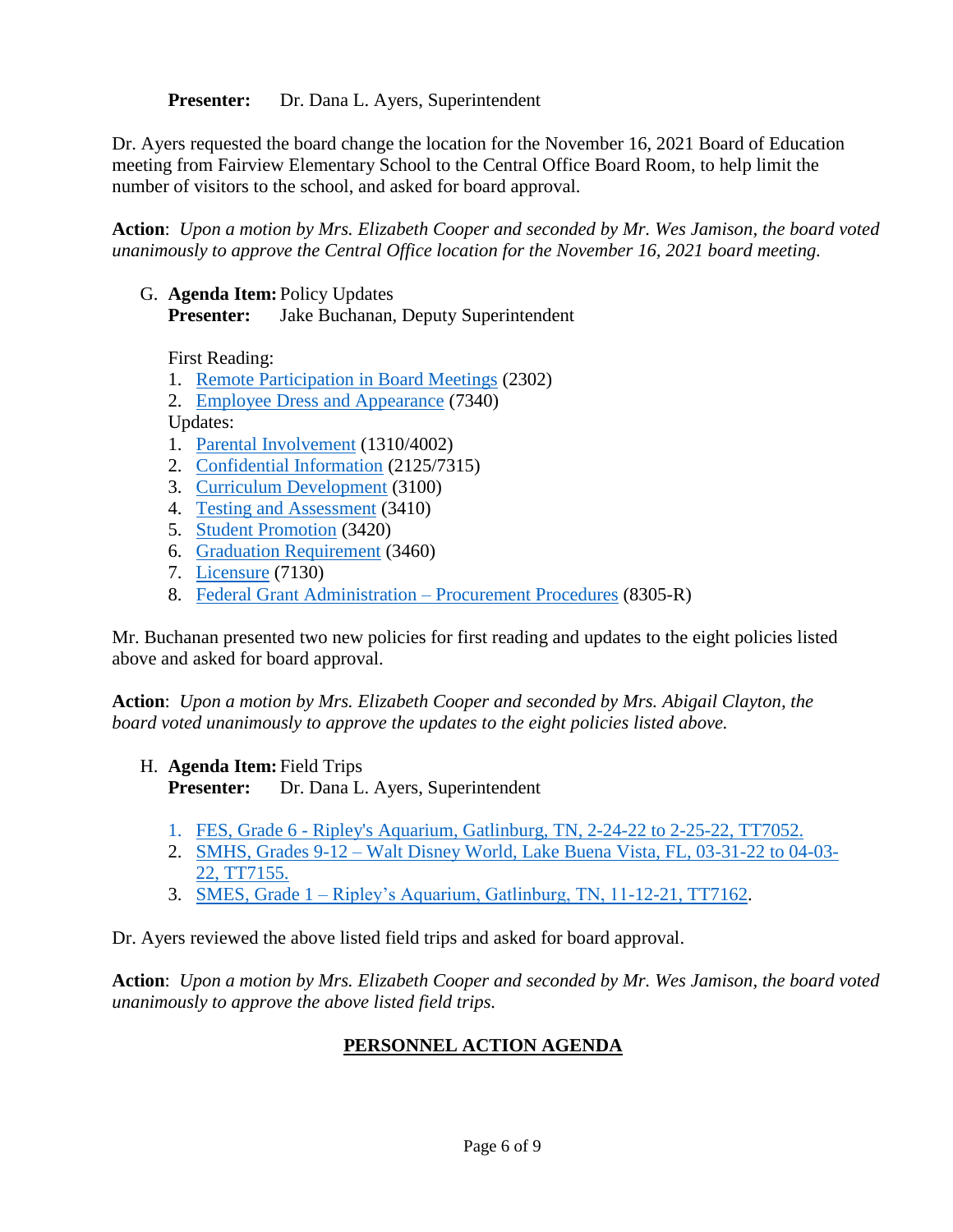**Presenter:** Dr. Dana L. Ayers, Superintendent

Dr. Ayers requested the board change the location for the November 16, 2021 Board of Education meeting from Fairview Elementary School to the Central Office Board Room, to help limit the number of visitors to the school, and asked for board approval.

**Action**: *Upon a motion by Mrs. Elizabeth Cooper and seconded by Mr. Wes Jamison, the board voted unanimously to approve the Central Office location for the November 16, 2021 board meeting.*

G. **Agenda Item:** Policy Updates
   **Presenter:** Jake Buchanan, Deputy Superintendent

   First Reading:
   1. Remote Participation in Board Meetings (2302)
   2. Employee Dress and Appearance (7340)

   Updates:
   1. Parental Involvement (1310/4002)
   2. Confidential Information (2125/7315)
   3. Curriculum Development (3100)
   4. Testing and Assessment (3410)
   5. Student Promotion (3420)
   6. Graduation Requirement (3460)
   7. Licensure (7130)
   8. Federal Grant Administration – Procurement Procedures (8305-R)

Mr. Buchanan presented two new policies for first reading and updates to the eight policies listed above and asked for board approval.

**Action**: *Upon a motion by Mrs. Elizabeth Cooper and seconded by Mrs. Abigail Clayton, the board voted unanimously to approve the updates to the eight policies listed above.*

H. **Agenda Item:** Field Trips
   **Presenter:** Dr. Dana L. Ayers, Superintendent

   1. FES, Grade 6 - Ripley's Aquarium, Gatlinburg, TN, 2-24-22 to 2-25-22, TT7052.
   2. SMHS, Grades 9-12 – Walt Disney World, Lake Buena Vista, FL, 03-31-22 to 04-03-22, TT7155.
   3. SMES, Grade 1 – Ripley's Aquarium, Gatlinburg, TN, 11-12-21, TT7162.

Dr. Ayers reviewed the above listed field trips and asked for board approval.

**Action**: *Upon a motion by Mrs. Elizabeth Cooper and seconded by Mr. Wes Jamison, the board voted unanimously to approve the above listed field trips.*

## PERSONNEL ACTION AGENDA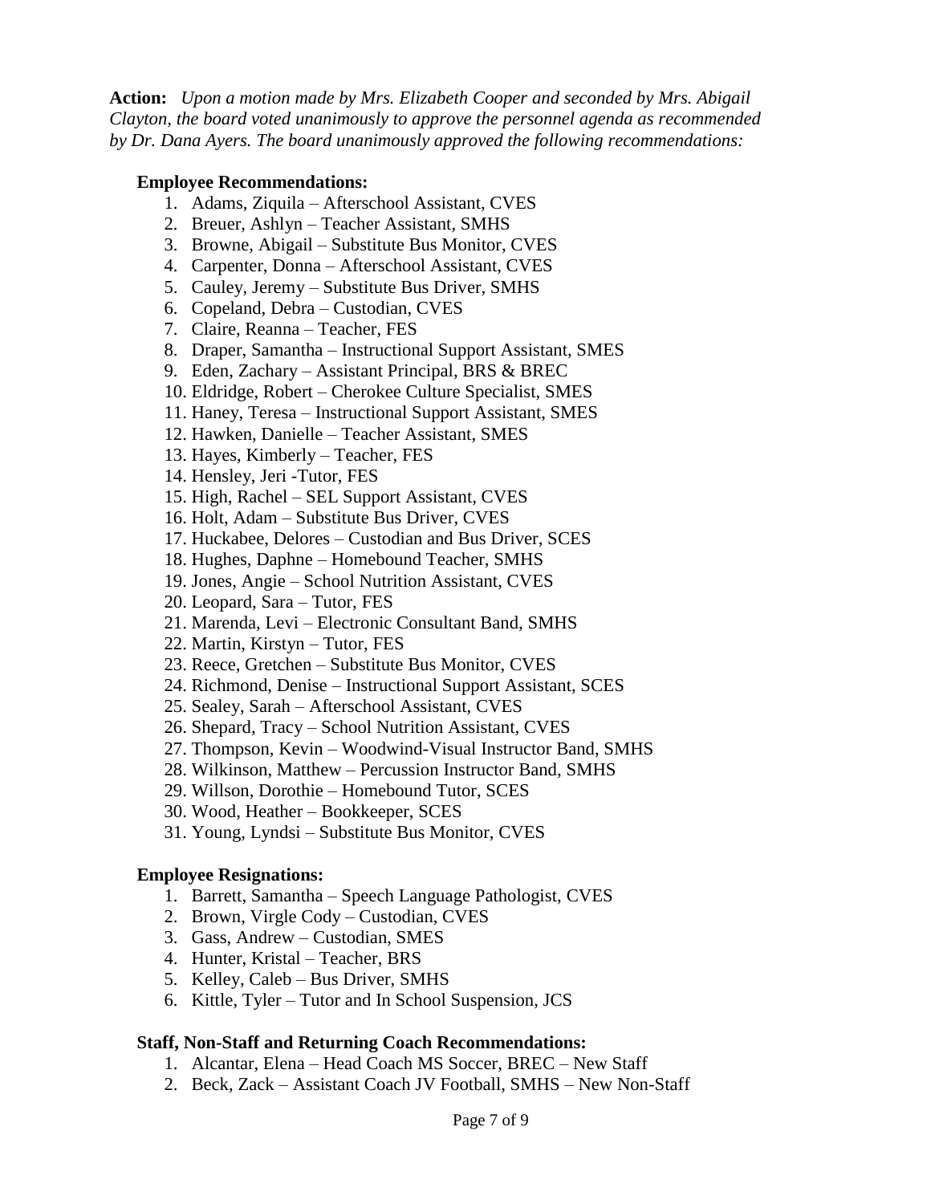**Action:** *Upon a motion made by Mrs. Elizabeth Cooper and seconded by Mrs. Abigail Clayton, the board voted unanimously to approve the personnel agenda as recommended by Dr. Dana Ayers. The board unanimously approved the following recommendations:*

**Employee Recommendations:**

1. Adams, Ziquila – Afterschool Assistant, CVES
2. Breuer, Ashlyn – Teacher Assistant, SMHS
3. Browne, Abigail – Substitute Bus Monitor, CVES
4. Carpenter, Donna – Afterschool Assistant, CVES
5. Cauley, Jeremy – Substitute Bus Driver, SMHS
6. Copeland, Debra – Custodian, CVES
7. Claire, Reanna – Teacher, FES
8. Draper, Samantha – Instructional Support Assistant, SMES
9. Eden, Zachary – Assistant Principal, BRS & BREC
10. Eldridge, Robert – Cherokee Culture Specialist, SMES
11. Haney, Teresa – Instructional Support Assistant, SMES
12. Hawken, Danielle – Teacher Assistant, SMES
13. Hayes, Kimberly – Teacher, FES
14. Hensley, Jeri -Tutor, FES
15. High, Rachel – SEL Support Assistant, CVES
16. Holt, Adam – Substitute Bus Driver, CVES
17. Huckabee, Delores – Custodian and Bus Driver, SCES
18. Hughes, Daphne – Homebound Teacher, SMHS
19. Jones, Angie – School Nutrition Assistant, CVES
20. Leopard, Sara – Tutor, FES
21. Marenda, Levi – Electronic Consultant Band, SMHS
22. Martin, Kirstyn – Tutor, FES
23. Reece, Gretchen – Substitute Bus Monitor, CVES
24. Richmond, Denise – Instructional Support Assistant, SCES
25. Sealey, Sarah – Afterschool Assistant, CVES
26. Shepard, Tracy – School Nutrition Assistant, CVES
27. Thompson, Kevin – Woodwind-Visual Instructor Band, SMHS
28. Wilkinson, Matthew – Percussion Instructor Band, SMHS
29. Willson, Dorothie – Homebound Tutor, SCES
30. Wood, Heather – Bookkeeper, SCES
31. Young, Lyndsi – Substitute Bus Monitor, CVES

**Employee Resignations:**

1. Barrett, Samantha – Speech Language Pathologist, CVES
2. Brown, Virgle Cody – Custodian, CVES
3. Gass, Andrew – Custodian, SMES
4. Hunter, Kristal – Teacher, BRS
5. Kelley, Caleb – Bus Driver, SMHS
6. Kittle, Tyler – Tutor and In School Suspension, JCS

**Staff, Non-Staff and Returning Coach Recommendations:**

1. Alcantar, Elena – Head Coach MS Soccer, BREC – New Staff
2. Beck, Zack – Assistant Coach JV Football, SMHS – New Non-Staff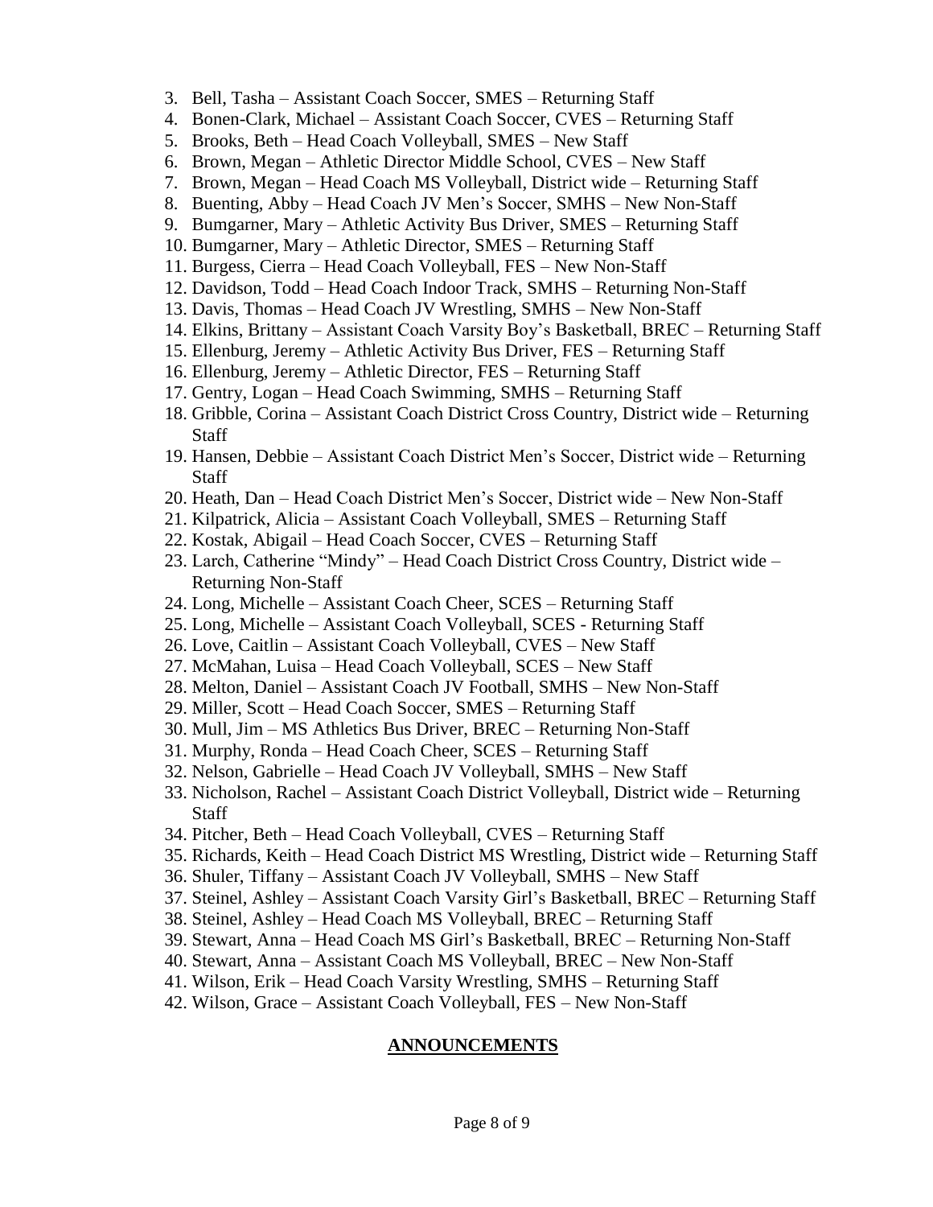3. Bell, Tasha – Assistant Coach Soccer, SMES – Returning Staff
4. Bonen-Clark, Michael – Assistant Coach Soccer, CVES – Returning Staff
5. Brooks, Beth – Head Coach Volleyball, SMES – New Staff
6. Brown, Megan – Athletic Director Middle School, CVES – New Staff
7. Brown, Megan – Head Coach MS Volleyball, District wide – Returning Staff
8. Buenting, Abby – Head Coach JV Men's Soccer, SMHS – New Non-Staff
9. Bumgarner, Mary – Athletic Activity Bus Driver, SMES – Returning Staff
10. Bumgarner, Mary – Athletic Director, SMES – Returning Staff
11. Burgess, Cierra – Head Coach Volleyball, FES – New Non-Staff
12. Davidson, Todd – Head Coach Indoor Track, SMHS – Returning Non-Staff
13. Davis, Thomas – Head Coach JV Wrestling, SMHS – New Non-Staff
14. Elkins, Brittany – Assistant Coach Varsity Boy's Basketball, BREC – Returning Staff
15. Ellenburg, Jeremy – Athletic Activity Bus Driver, FES – Returning Staff
16. Ellenburg, Jeremy – Athletic Director, FES – Returning Staff
17. Gentry, Logan – Head Coach Swimming, SMHS – Returning Staff
18. Gribble, Corina – Assistant Coach District Cross Country, District wide – Returning Staff
19. Hansen, Debbie – Assistant Coach District Men's Soccer, District wide – Returning Staff
20. Heath, Dan – Head Coach District Men's Soccer, District wide – New Non-Staff
21. Kilpatrick, Alicia – Assistant Coach Volleyball, SMES – Returning Staff
22. Kostak, Abigail – Head Coach Soccer, CVES – Returning Staff
23. Larch, Catherine "Mindy" – Head Coach District Cross Country, District wide – Returning Non-Staff
24. Long, Michelle – Assistant Coach Cheer, SCES – Returning Staff
25. Long, Michelle – Assistant Coach Volleyball, SCES - Returning Staff
26. Love, Caitlin – Assistant Coach Volleyball, CVES – New Staff
27. McMahan, Luisa – Head Coach Volleyball, SCES – New Staff
28. Melton, Daniel – Assistant Coach JV Football, SMHS – New Non-Staff
29. Miller, Scott – Head Coach Soccer, SMES – Returning Staff
30. Mull, Jim – MS Athletics Bus Driver, BREC – Returning Non-Staff
31. Murphy, Ronda – Head Coach Cheer, SCES – Returning Staff
32. Nelson, Gabrielle – Head Coach JV Volleyball, SMHS – New Staff
33. Nicholson, Rachel – Assistant Coach District Volleyball, District wide – Returning Staff
34. Pitcher, Beth – Head Coach Volleyball, CVES – Returning Staff
35. Richards, Keith – Head Coach District MS Wrestling, District wide – Returning Staff
36. Shuler, Tiffany – Assistant Coach JV Volleyball, SMHS – New Staff
37. Steinel, Ashley – Assistant Coach Varsity Girl's Basketball, BREC – Returning Staff
38. Steinel, Ashley – Head Coach MS Volleyball, BREC – Returning Staff
39. Stewart, Anna – Head Coach MS Girl's Basketball, BREC – Returning Non-Staff
40. Stewart, Anna – Assistant Coach MS Volleyball, BREC – New Non-Staff
41. Wilson, Erik – Head Coach Varsity Wrestling, SMHS – Returning Staff
42. Wilson, Grace – Assistant Coach Volleyball, FES – New Non-Staff

## ANNOUNCEMENTS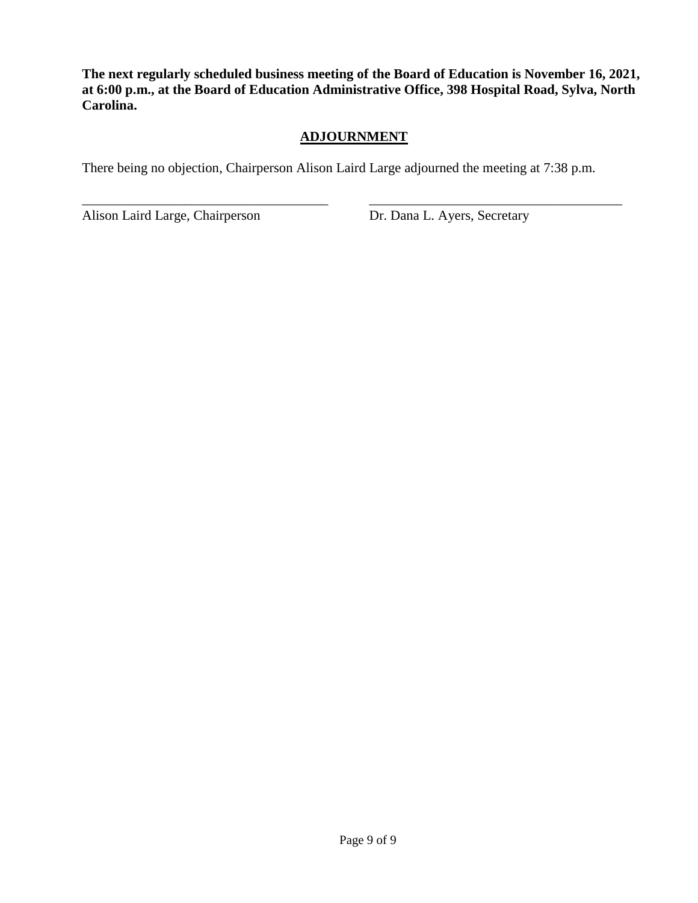**The next regularly scheduled business meeting of the Board of Education is November 16, 2021, at 6:00 p.m., at the Board of Education Administrative Office, 398 Hospital Road, Sylva, North Carolina.**

## ADJOURNMENT

There being no objection, Chairperson Alison Laird Large adjourned the meeting at 7:38 p.m.

_____________________________________ _____________________________________

Alison Laird Large, Chairperson Dr. Dana L. Ayers, Secretary